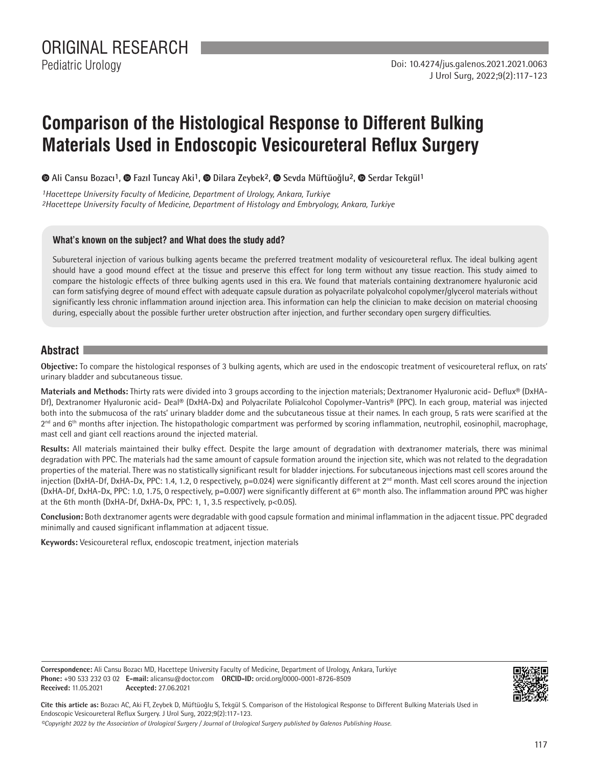ORIGINAL RESEARCH

Pediatric Urology

Doi: 10.4274/jus.galenos.2021.2021.0063

# Comparison of the Histological Response to Different Bulking Materials Used in Endoscopic Vesicoureteral Reflux Surgery

**Ali Cansu Bozacı[1], Fazıl Tuncay Aki[1], Dilara Zeybek[2], Sevda Müftüoğlu[2], Serdar Tekgül[1]**

*[1]Hacettepe University Faculty of Medicine, Department of Urology, Ankara, Turkiye*
*[2]Hacettepe University Faculty of Medicine, Department of Histology and Embryology, Ankara, Turkiye*

### What's known on the subject? and What does the study add?

Subureteral injection of various bulking agents became the preferred treatment modality of vesicoureteral reflux. The ideal bulking agent should have a good mound effect at the tissue and preserve this effect for long term without any tissue reaction. This study aimed to compare the histologic effects of three bulking agents used in this era. We found that materials containing dextranomere hyaluronic acid can form satisfying degree of mound effect with adequate capsule duration as polyacrilate polyalcohol copolymer/glycerol materials without significantly less chronic inflammation around injection area. This information can help the clinician to make decision on material choosing during, especially about the possible further ureter obstruction after injection, and further secondary open surgery difficulties.

## Abstract

**Objective:** To compare the histological responses of 3 bulking agents, which are used in the endoscopic treatment of vesicoureteral reflux, on rats' urinary bladder and subcutaneous tissue.

**Materials and Methods:** Thirty rats were divided into 3 groups according to the injection materials; Dextranomer Hyaluronic acid- Deflux® (DxHA-Df), Dextranomer Hyaluronic acid- Deal® (DxHA-Dx) and Polyacrilate Polialcohol Copolymer-Vantris® (PPC). In each group, material was injected both into the submucosa of the rats' urinary bladder dome and the subcutaneous tissue at their names. In each group, 5 rats were scarified at the 2nd and 6th months after injection. The histopathologic compartment was performed by scoring inflammation, neutrophil, eosinophil, macrophage, mast cell and giant cell reactions around the injected material.

**Results:** All materials maintained their bulky effect. Despite the large amount of degradation with dextranomer materials, there was minimal degradation with PPC. The materials had the same amount of capsule formation around the injection site, which was not related to the degradation properties of the material. There was no statistically significant result for bladder injections. For subcutaneous injections mast cell scores around the injection (DxHA-Df, DxHA-Dx, PPC: 1.4, 1.2, 0 respectively, $p=0.024$) were significantly different at 2nd month. Mast cell scores around the injection (DxHA-Df, DxHA-Dx, PPC: 1.0, 1.75, 0 respectively, $p=0.007$) were significantly different at 6th month also. The inflammation around PPC was higher at the 6th month (DxHA-Df, DxHA-Dx, PPC: 1, 1, 3.5 respectively, $p<0.05$).

**Conclusion:** Both dextranomer agents were degradable with good capsule formation and minimal inflammation in the adjacent tissue. PPC degraded minimally and caused significant inflammation at adjacent tissue.

**Keywords:** Vesicoureteral reflux, endoscopic treatment, injection materials

**Correspondence:** Ali Cansu Bozacı MD, Hacettepe University Faculty of Medicine, Department of Urology, Ankara, Turkiye
**Phone:** +90 533 232 03 02 **E-mail:** alicansu@doctor.com **ORCID-ID:** orcid.org/0000-0001-8726-8509
**Received:** 11.05.2021 **Accepted:** 27.06.2021

**Cite this article as:** Bozacı AC, Aki FT, Zeybek D, Müftüoğlu S, Tekgül S. Comparison of the Histological Response to Different Bulking Materials Used in Endoscopic Vesicoureteral Reflux Surgery. J Urol Surg, 2022;9(2):117-123.

*©Copyright 2022 by the Association of Urological Surgery / Journal of Urological Surgery published by Galenos Publishing House.*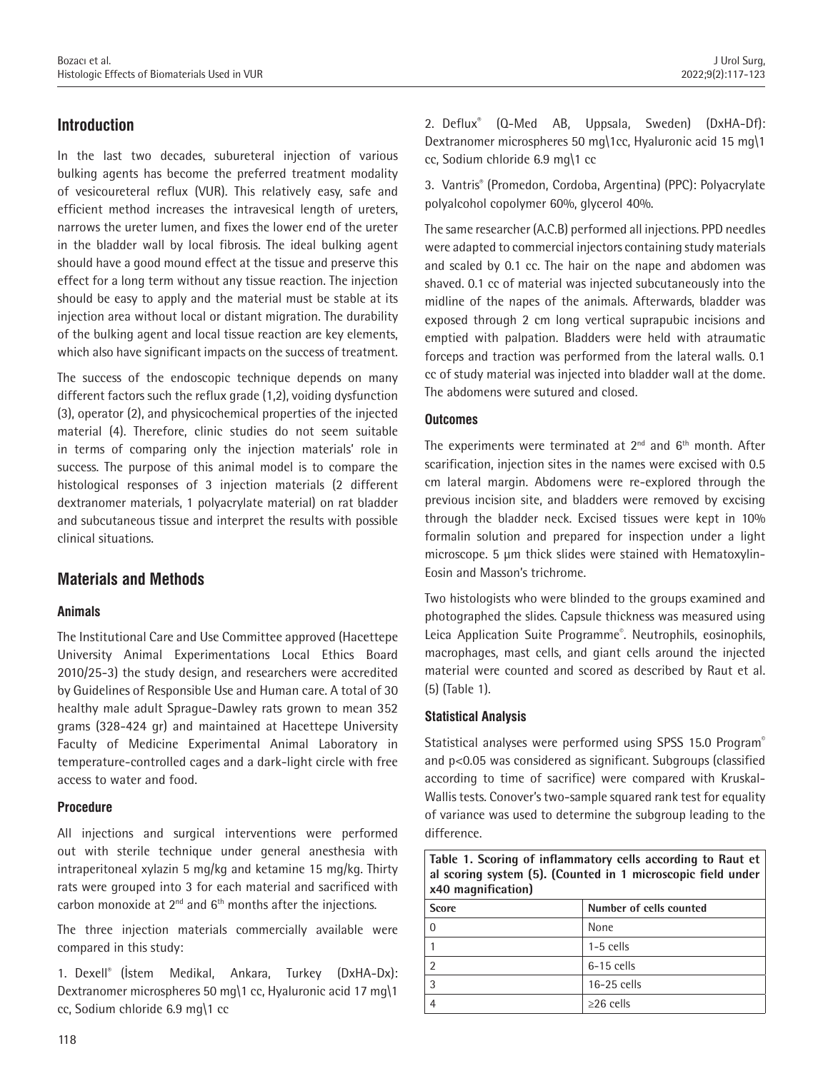## Introduction

In the last two decades, subureteral injection of various bulking agents has become the preferred treatment modality of vesicoureteral reflux (VUR). This relatively easy, safe and efficient method increases the intravesical length of ureters, narrows the ureter lumen, and fixes the lower end of the ureter in the bladder wall by local fibrosis. The ideal bulking agent should have a good mound effect at the tissue and preserve this effect for a long term without any tissue reaction. The injection should be easy to apply and the material must be stable at its injection area without local or distant migration. The durability of the bulking agent and local tissue reaction are key elements, which also have significant impacts on the success of treatment.

The success of the endoscopic technique depends on many different factors such the reflux grade (1,2), voiding dysfunction (3), operator (2), and physicochemical properties of the injected material (4). Therefore, clinic studies do not seem suitable in terms of comparing only the injection materials' role in success. The purpose of this animal model is to compare the histological responses of 3 injection materials (2 different dextranomer materials, 1 polyacrylate material) on rat bladder and subcutaneous tissue and interpret the results with possible clinical situations.

## Materials and Methods

### Animals

The Institutional Care and Use Committee approved (Hacettepe University Animal Experimentations Local Ethics Board 2010/25-3) the study design, and researchers were accredited by Guidelines of Responsible Use and Human care. A total of 30 healthy male adult Sprague-Dawley rats grown to mean 352 grams (328-424 gr) and maintained at Hacettepe University Faculty of Medicine Experimental Animal Laboratory in temperature-controlled cages and a dark-light circle with free access to water and food.

### Procedure

All injections and surgical interventions were performed out with sterile technique under general anesthesia with intraperitoneal xylazin 5 mg/kg and ketamine 15 mg/kg. Thirty rats were grouped into 3 for each material and sacrificed with carbon monoxide at 2nd and 6th months after the injections.

The three injection materials commercially available were compared in this study:

1. Dexell® (İstem Medikal, Ankara, Turkey (DxHA-Dx): Dextranomer microspheres 50 mg\1 cc, Hyaluronic acid 17 mg\1 cc, Sodium chloride 6.9 mg\1 cc

2. Deflux® (Q-Med AB, Uppsala, Sweden) (DxHA-Df): Dextranomer microspheres 50 mg\1cc, Hyaluronic acid 15 mg\1 cc, Sodium chloride 6.9 mg\1 cc

3. Vantris® (Promedon, Cordoba, Argentina) (PPC): Polyacrylate polyalcohol copolymer 60%, glycerol 40%.

The same researcher (A.C.B) performed all injections. PPD needles were adapted to commercial injectors containing study materials and scaled by 0.1 cc. The hair on the nape and abdomen was shaved. 0.1 cc of material was injected subcutaneously into the midline of the napes of the animals. Afterwards, bladder was exposed through 2 cm long vertical suprapubic incisions and emptied with palpation. Bladders were held with atraumatic forceps and traction was performed from the lateral walls. 0.1 cc of study material was injected into bladder wall at the dome. The abdomens were sutured and closed.

### Outcomes

The experiments were terminated at 2nd and 6th month. After scarification, injection sites in the names were excised with 0.5 cm lateral margin. Abdomens were re-explored through the previous incision site, and bladders were removed by excising through the bladder neck. Excised tissues were kept in 10% formalin solution and prepared for inspection under a light microscope. 5 μm thick slides were stained with Hematoxylin-Eosin and Masson's trichrome.

Two histologists who were blinded to the groups examined and photographed the slides. Capsule thickness was measured using Leica Application Suite Programme©. Neutrophils, eosinophils, macrophages, mast cells, and giant cells around the injected material were counted and scored as described by Raut et al. (5) (Table 1).

### Statistical Analysis

Statistical analyses were performed using SPSS 15.0 Program© and p<0.05 was considered as significant. Subgroups (classified according to time of sacrifice) were compared with Kruskal-Wallis tests. Conover's two-sample squared rank test for equality of variance was used to determine the subgroup leading to the difference.

**Table 1. Scoring of inflammatory cells according to Raut et al scoring system (5). (Counted in 1 microscopic field under x40 magnification)**

| Score | Number of cells counted |
|---|---|
| 0 | None |
| 1 | 1-5 cells |
| 2 | 6-15 cells |
| 3 | 16-25 cells |
| 4 | ≥26 cells |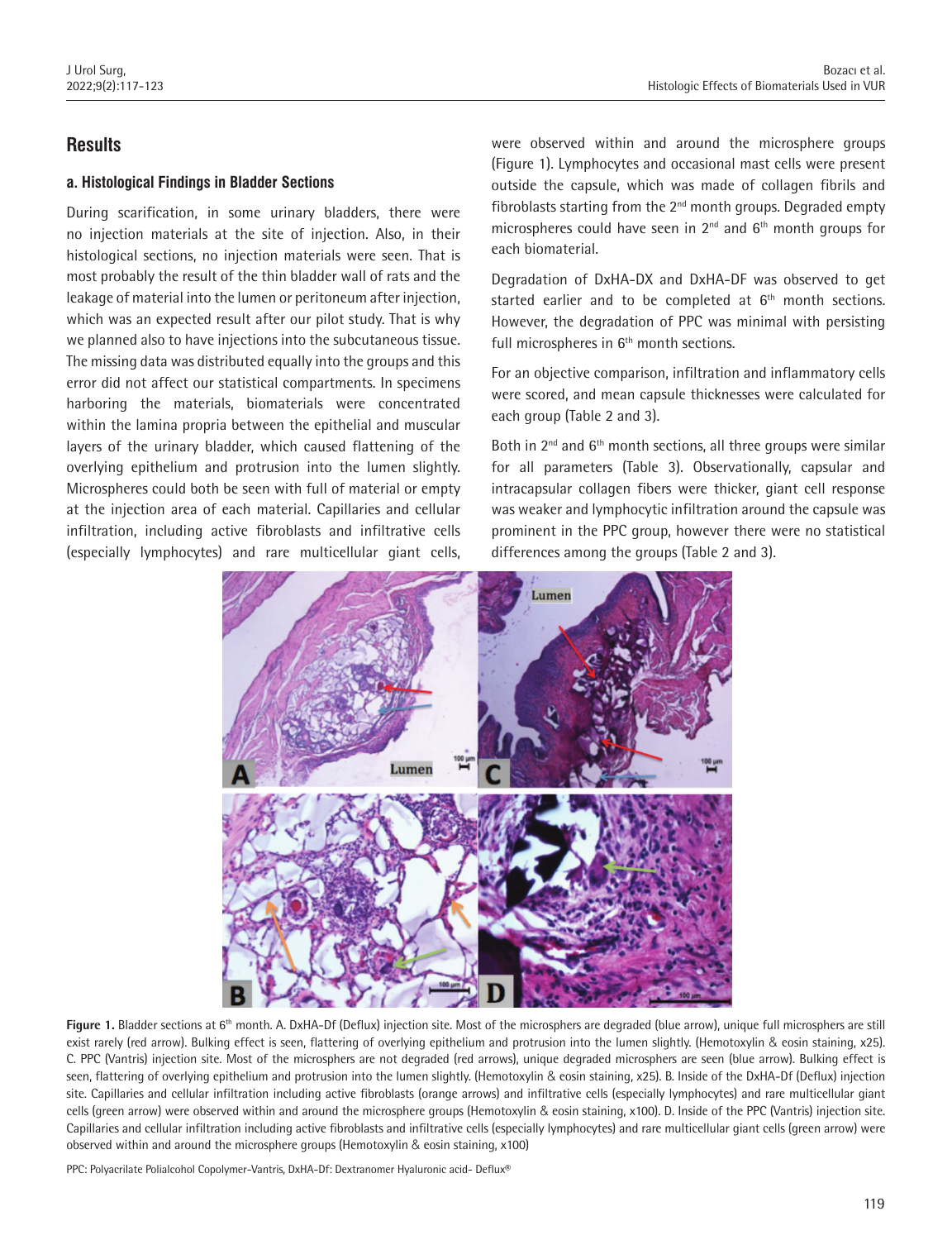## Results

### a. Histological Findings in Bladder Sections

During scarification, in some urinary bladders, there were no injection materials at the site of injection. Also, in their histological sections, no injection materials were seen. That is most probably the result of the thin bladder wall of rats and the leakage of material into the lumen or peritoneum after injection, which was an expected result after our pilot study. That is why we planned also to have injections into the subcutaneous tissue. The missing data was distributed equally into the groups and this error did not affect our statistical compartments. In specimens harboring the materials, biomaterials were concentrated within the lamina propria between the epithelial and muscular layers of the urinary bladder, which caused flattening of the overlying epithelium and protrusion into the lumen slightly. Microspheres could both be seen with full of material or empty at the injection area of each material. Capillaries and cellular infiltration, including active fibroblasts and infiltrative cells (especially lymphocytes) and rare multicellular giant cells, were observed within and around the microsphere groups (Figure 1). Lymphocytes and occasional mast cells were present outside the capsule, which was made of collagen fibrils and fibroblasts starting from the 2nd month groups. Degraded empty microspheres could have seen in 2nd and 6th month groups for each biomaterial.

Degradation of DxHA-DX and DxHA-DF was observed to get started earlier and to be completed at 6th month sections. However, the degradation of PPC was minimal with persisting full microspheres in 6th month sections.

For an objective comparison, infiltration and inflammatory cells were scored, and mean capsule thicknesses were calculated for each group (Table 2 and 3).

Both in 2nd and 6th month sections, all three groups were similar for all parameters (Table 3). Observationally, capsular and intracapsular collagen fibers were thicker, giant cell response was weaker and lymphocytic infiltration around the capsule was prominent in the PPC group, however there were no statistical differences among the groups (Table 2 and 3).

**Figure 1.** Bladder sections at 6th month. A. DxHA-Df (Deflux) injection site. Most of the microsphers are degraded (blue arrow), unique full microsphers are still exist rarely (red arrow). Bulking effect is seen, flattering of overlying epithelium and protrusion into the lumen slightly. (Hemotoxylin & eosin staining, x25). C. PPC (Vantris) injection site. Most of the microsphers are not degraded (red arrows), unique degraded microsphers are seen (blue arrow). Bulking effect is seen, flattering of overlying epithelium and protrusion into the lumen slightly. (Hemotoxylin & eosin staining, x25). B. Inside of the DxHA-Df (Deflux) injection site. Capillaries and cellular infiltration including active fibroblasts (orange arrows) and infiltrative cells (especially lymphocytes) and rare multicellular giant cells (green arrow) were observed within and around the microsphere groups (Hemotoxylin & eosin staining, x100). D. Inside of the PPC (Vantris) injection site. Capillaries and cellular infiltration including active fibroblasts and infiltrative cells (especially lymphocytes) and rare multicellular giant cells (green arrow) were observed within and around the microsphere groups (Hemotoxylin & eosin staining, x100)

PPC: Polyacrilate Polialcohol Copolymer-Vantris, DxHA-Df: Dextranomer Hyaluronic acid- Deflux®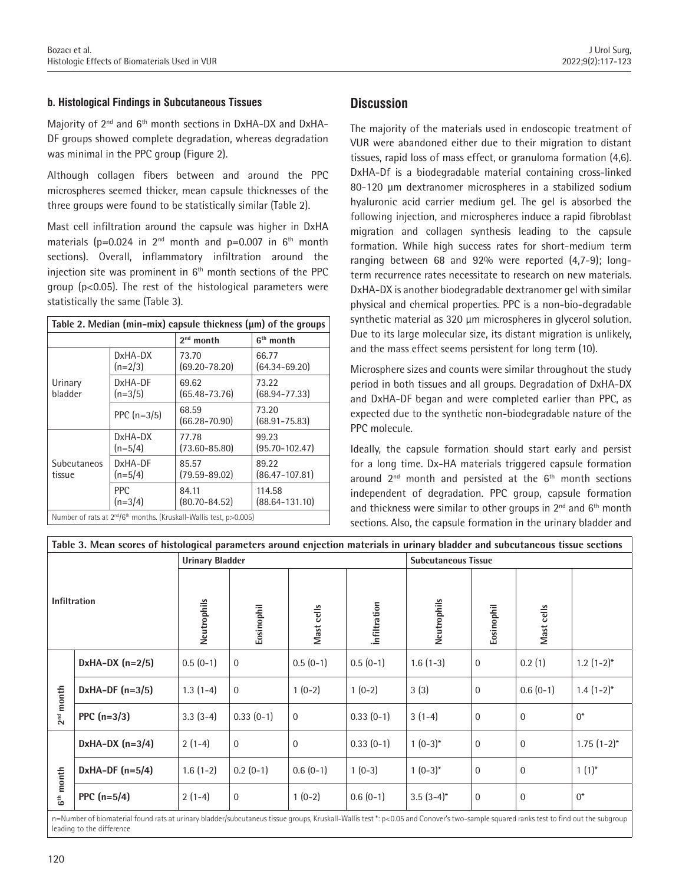**b. Histological Findings in Subcutaneous Tissues**

Majority of 2nd and 6th month sections in DxHA-DX and DxHA-DF groups showed complete degradation, whereas degradation was minimal in the PPC group (Figure 2).

Although collagen fibers between and around the PPC microspheres seemed thicker, mean capsule thicknesses of the three groups were found to be statistically similar (Table 2).

Mast cell infiltration around the capsule was higher in DxHA materials ($p=0.024$ in 2nd month and $p=0.007$ in 6th month sections). Overall, inflammatory infiltration around the injection site was prominent in 6th month sections of the PPC group ($p<0.05$). The rest of the histological parameters were statistically the same (Table 3).

**Table 2. Median (min-mix) capsule thickness (μm) of the groups**

| | | 2nd month | 6th month |
|---|---|---|---|
| Urinary bladder | DxHA-DX (n=2/3) | 73.70 (69.20-78.20) | 66.77 (64.34-69.20) |
| | DxHA-DF (n=3/5) | 69.62 (65.48-73.76) | 73.22 (68.94-77.33) |
| | PPC (n=3/5) | 68.59 (66.28-70.90) | 73.20 (68.91-75.83) |
| Subcutaneos tissue | DxHA-DX (n=5/4) | 77.78 (73.60-85.80) | 99.23 (95.70-102.47) |
| | DxHA-DF (n=5/4) | 85.57 (79.59-89.02) | 89.22 (86.47-107.81) |
| | PPC (n=3/4) | 84.11 (80.70-84.52) | 114.58 (88.64-131.10) |

Number of rats at 2nd/6th months. (Kruskall-Wallis test, $p>0.005$)

## Discussion

The majority of the materials used in endoscopic treatment of VUR were abandoned either due to their migration to distant tissues, rapid loss of mass effect, or granuloma formation (4,6). DxHA-Df is a biodegradable material containing cross-linked 80-120 μm dextranomer microspheres in a stabilized sodium hyaluronic acid carrier medium gel. The gel is absorbed the following injection, and microspheres induce a rapid fibroblast migration and collagen synthesis leading to the capsule formation. While high success rates for short-medium term ranging between 68 and 92% were reported (4,7-9); long-term recurrence rates necessitate to research on new materials. DxHA-DX is another biodegradable dextranomer gel with similar physical and chemical properties. PPC is a non-bio-degradable synthetic material as 320 μm microspheres in glycerol solution. Due to its large molecular size, its distant migration is unlikely, and the mass effect seems persistent for long term (10).

Microsphere sizes and counts were similar throughout the study period in both tissues and all groups. Degradation of DxHA-DX and DxHA-DF began and were completed earlier than PPC, as expected due to the synthetic non-biodegradable nature of the PPC molecule.

Ideally, the capsule formation should start early and persist for a long time. Dx-HA materials triggered capsule formation around 2nd month and persisted at the 6th month sections independent of degradation. PPC group, capsule formation and thickness were similar to other groups in 2nd and 6th month sections. Also, the capsule formation in the urinary bladder and

**Table 3. Mean scores of histological parameters around enjection materials in urinary bladder and subcutaneous tissue sections**

| Infiltration | | Urinary Bladder | | | | Subcutaneous Tissue | | | |
|---|---|---|---|---|---|---|---|---|---|
| | | Neutrophils | Eosinophil | Mast cells | infiltration | Neutrophils | Eosinophil | Mast cells | |
| 2nd month | DxHA-DX (n=2/5) | 0.5 (0-1) | 0 | 0.5 (0-1) | 0.5 (0-1) | 1.6 (1-3) | 0 | 0.2 (1) | 1.2 (1-2)* |
| | DxHA-DF (n=3/5) | 1.3 (1-4) | 0 | 1 (0-2) | 1 (0-2) | 3 (3) | 0 | 0.6 (0-1) | 1.4 (1-2)* |
| | PPC (n=3/3) | 3.3 (3-4) | 0.33 (0-1) | 0 | 0.33 (0-1) | 3 (1-4) | 0 | 0 | 0* |
| 6th month | DxHA-DX (n=3/4) | 2 (1-4) | 0 | 0 | 0.33 (0-1) | 1 (0-3)* | 0 | 0 | 1.75 (1-2)* |
| | DxHA-DF (n=5/4) | 1.6 (1-2) | 0.2 (0-1) | 0.6 (0-1) | 1 (0-3) | 1 (0-3)* | 0 | 0 | 1 (1)* |
| | PPC (n=5/4) | 2 (1-4) | 0 | 1 (0-2) | 0.6 (0-1) | 3.5 (3-4)* | 0 | 0 | 0* |

n=Number of biomaterial found rats at urinary bladder/subcutaneus tissue groups, Kruskall-Wallis test *: $p<0.05$ and Conover's two-sample squared ranks test to find out the subgroup leading to the difference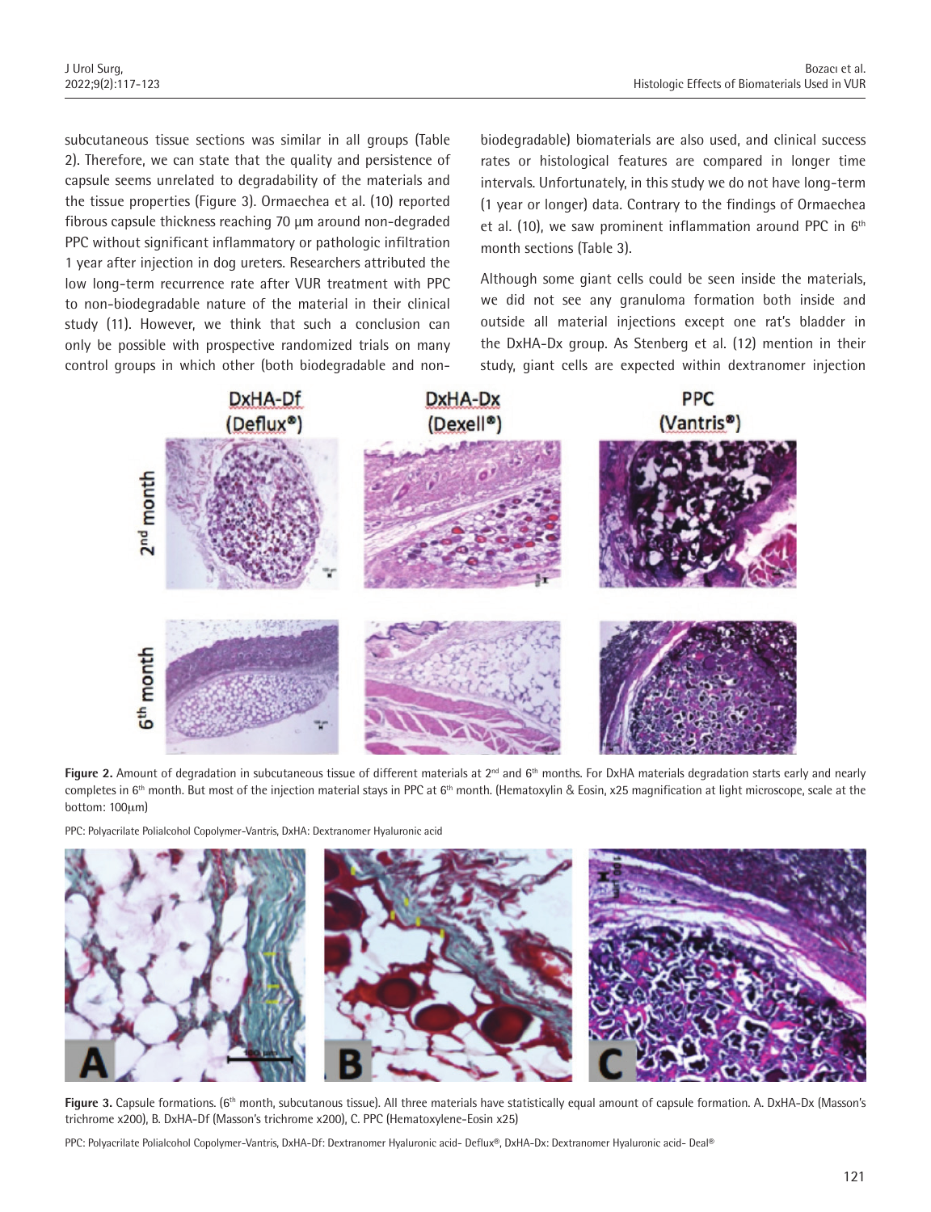subcutaneous tissue sections was similar in all groups (Table 2). Therefore, we can state that the quality and persistence of capsule seems unrelated to degradability of the materials and the tissue properties (Figure 3). Ormaechea et al. (10) reported fibrous capsule thickness reaching 70 µm around non-degraded PPC without significant inflammatory or pathologic infiltration 1 year after injection in dog ureters. Researchers attributed the low long-term recurrence rate after VUR treatment with PPC to non-biodegradable nature of the material in their clinical study (11). However, we think that such a conclusion can only be possible with prospective randomized trials on many control groups in which other (both biodegradable and non-biodegradable) biomaterials are also used, and clinical success rates or histological features are compared in longer time intervals. Unfortunately, in this study we do not have long-term (1 year or longer) data. Contrary to the findings of Ormaechea et al. (10), we saw prominent inflammation around PPC in 6th month sections (Table 3).

Although some giant cells could be seen inside the materials, we did not see any granuloma formation both inside and outside all material injections except one rat's bladder in the DxHA-Dx group. As Stenberg et al. (12) mention in their study, giant cells are expected within dextranomer injection

**Figure 2.** Amount of degradation in subcutaneous tissue of different materials at 2nd and 6th months. For DxHA materials degradation starts early and nearly completes in 6th month. But most of the injection material stays in PPC at 6th month. (Hematoxylin & Eosin, x25 magnification at light microscope, scale at the bottom: 100µm)

PPC: Polyacrilate Polialcohol Copolymer-Vantris, DxHA: Dextranomer Hyaluronic acid

**Figure 3.** Capsule formations. (6th month, subcutanous tissue). All three materials have statistically equal amount of capsule formation. A. DxHA-Dx (Masson's trichrome x200), B. DxHA-Df (Masson's trichrome x200), C. PPC (Hematoxylene-Eosin x25)

PPC: Polyacrilate Polialcohol Copolymer-Vantris, DxHA-Df: Dextranomer Hyaluronic acid- Deflux®, DxHA-Dx: Dextranomer Hyaluronic acid- Deal®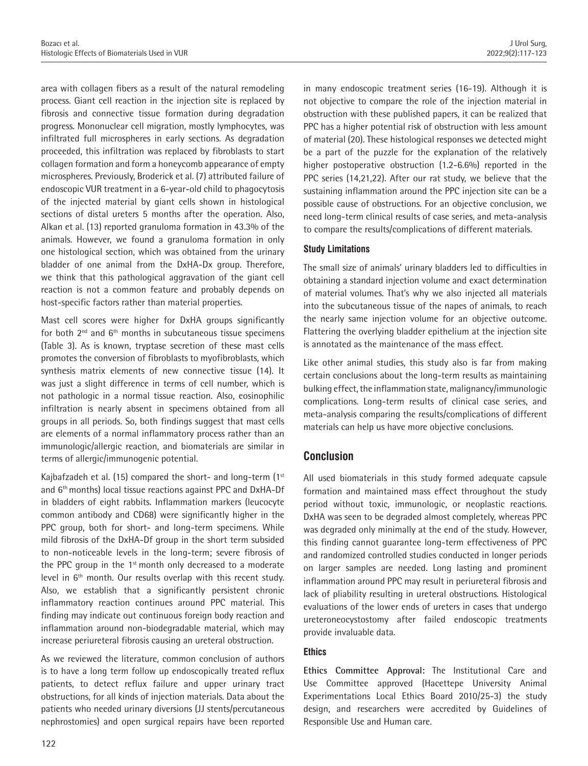area with collagen fibers as a result of the natural remodeling process. Giant cell reaction in the injection site is replaced by fibrosis and connective tissue formation during degradation progress. Mononuclear cell migration, mostly lymphocytes, was infiltrated full microspheres in early sections. As degradation proceeded, this infiltration was replaced by fibroblasts to start collagen formation and form a honeycomb appearance of empty microspheres. Previously, Broderick et al. (7) attributed failure of endoscopic VUR treatment in a 6-year-old child to phagocytosis of the injected material by giant cells shown in histological sections of distal ureters 5 months after the operation. Also, Alkan et al. (13) reported granuloma formation in 43.3% of the animals. However, we found a granuloma formation in only one histological section, which was obtained from the urinary bladder of one animal from the DxHA-Dx group. Therefore, we think that this pathological aggravation of the giant cell reaction is not a common feature and probably depends on host-specific factors rather than material properties.

Mast cell scores were higher for DxHA groups significantly for both 2nd and 6th months in subcutaneous tissue specimens (Table 3). As is known, tryptase secretion of these mast cells promotes the conversion of fibroblasts to myofibroblasts, which synthesis matrix elements of new connective tissue (14). It was just a slight difference in terms of cell number, which is not pathologic in a normal tissue reaction. Also, eosinophilic infiltration is nearly absent in specimens obtained from all groups in all periods. So, both findings suggest that mast cells are elements of a normal inflammatory process rather than an immunologic/allergic reaction, and biomaterials are similar in terms of allergic/immunogenic potential.

Kajbafzadeh et al. (15) compared the short- and long-term (1st and 6th months) local tissue reactions against PPC and DxHA-Df in bladders of eight rabbits. Inflammation markers (leucocyte common antibody and CD68) were significantly higher in the PPC group, both for short- and long-term specimens. While mild fibrosis of the DxHA-Df group in the short term subsided to non-noticeable levels in the long-term; severe fibrosis of the PPC group in the 1st month only decreased to a moderate level in 6th month. Our results overlap with this recent study. Also, we establish that a significantly persistent chronic inflammatory reaction continues around PPC material. This finding may indicate out continuous foreign body reaction and inflammation around non-biodegradable material, which may increase periureteral fibrosis causing an ureteral obstruction.

As we reviewed the literature, common conclusion of authors is to have a long term follow up endoscopically treated reflux patients, to detect reflux failure and upper urinary tract obstructions, for all kinds of injection materials. Data about the patients who needed urinary diversions (JJ stents/percutaneous nephrostomies) and open surgical repairs have been reported in many endoscopic treatment series (16-19). Although it is not objective to compare the role of the injection material in obstruction with these published papers, it can be realized that PPC has a higher potential risk of obstruction with less amount of material (20). These histological responses we detected might be a part of the puzzle for the explanation of the relatively higher postoperative obstruction (1.2-6.6%) reported in the PPC series (14,21,22). After our rat study, we believe that the sustaining inflammation around the PPC injection site can be a possible cause of obstructions. For an objective conclusion, we need long-term clinical results of case series, and meta-analysis to compare the results/complications of different materials.

### Study Limitations

The small size of animals' urinary bladders led to difficulties in obtaining a standard injection volume and exact determination of material volumes. That's why we also injected all materials into the subcutaneous tissue of the napes of animals, to reach the nearly same injection volume for an objective outcome. Flattering the overlying bladder epithelium at the injection site is annotated as the maintenance of the mass effect.

Like other animal studies, this study also is far from making certain conclusions about the long-term results as maintaining bulking effect, the inflammation state, malignancy/immunologic complications. Long-term results of clinical case series, and meta-analysis comparing the results/complications of different materials can help us have more objective conclusions.

## Conclusion

All used biomaterials in this study formed adequate capsule formation and maintained mass effect throughout the study period without toxic, immunologic, or neoplastic reactions. DxHA was seen to be degraded almost completely, whereas PPC was degraded only minimally at the end of the study. However, this finding cannot guarantee long-term effectiveness of PPC and randomized controlled studies conducted in longer periods on larger samples are needed. Long lasting and prominent inflammation around PPC may result in periureteral fibrosis and lack of pliability resulting in ureteral obstructions. Histological evaluations of the lower ends of ureters in cases that undergo ureteroneocystostomy after failed endoscopic treatments provide invaluable data.

### Ethics

**Ethics Committee Approval:** The Institutional Care and Use Committee approved (Hacettepe University Animal Experimentations Local Ethics Board 2010/25-3) the study design, and researchers were accredited by Guidelines of Responsible Use and Human care.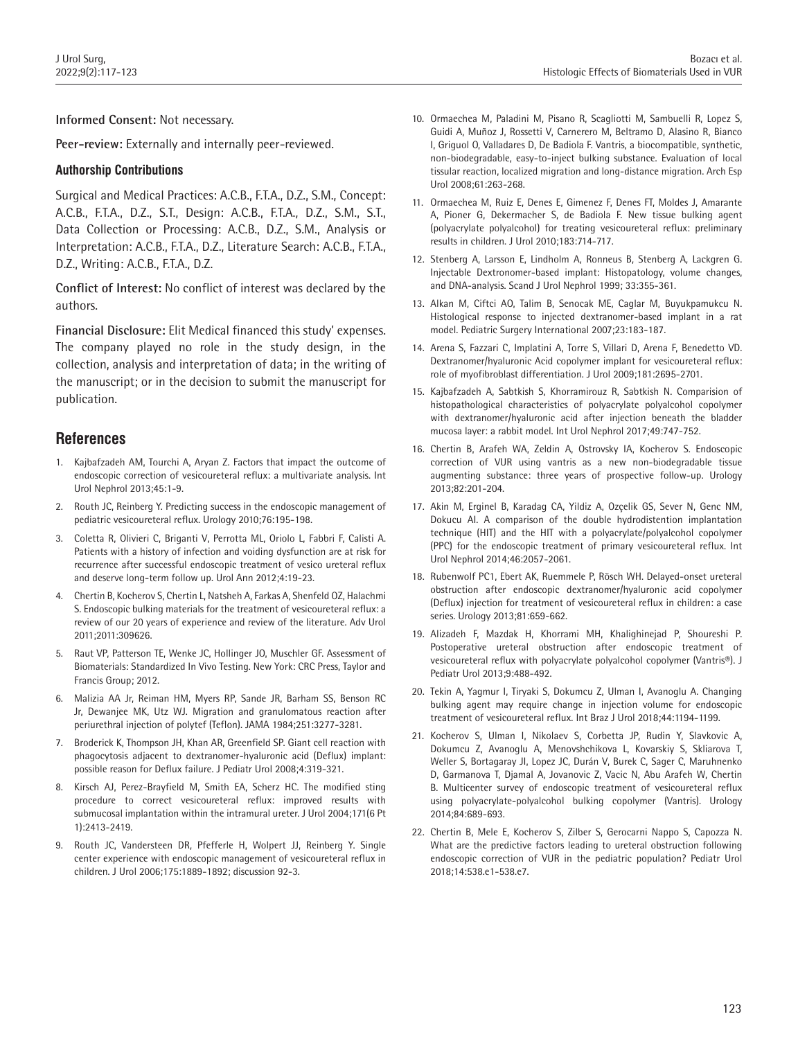**Informed Consent:** Not necessary.

**Peer-review:** Externally and internally peer-reviewed.

### Authorship Contributions

Surgical and Medical Practices: A.C.B., F.T.A., D.Z., S.M., Concept: A.C.B., F.T.A., D.Z., S.T., Design: A.C.B., F.T.A., D.Z., S.M., S.T., Data Collection or Processing: A.C.B., D.Z., S.M., Analysis or Interpretation: A.C.B., F.T.A., D.Z., Literature Search: A.C.B., F.T.A., D.Z., Writing: A.C.B., F.T.A., D.Z.

**Conflict of Interest:** No conflict of interest was declared by the authors.

**Financial Disclosure:** Elit Medical financed this study' expenses. The company played no role in the study design, in the collection, analysis and interpretation of data; in the writing of the manuscript; or in the decision to submit the manuscript for publication.

## References

1. Kajbafzadeh AM, Tourchi A, Aryan Z. Factors that impact the outcome of endoscopic correction of vesicoureteral reflux: a multivariate analysis. Int Urol Nephrol 2013;45:1-9.
2. Routh JC, Reinberg Y. Predicting success in the endoscopic management of pediatric vesicoureteral reflux. Urology 2010;76:195-198.
3. Coletta R, Olivieri C, Briganti V, Perrotta ML, Oriolo L, Fabbri F, Calisti A. Patients with a history of infection and voiding dysfunction are at risk for recurrence after successful endoscopic treatment of vesico ureteral reflux and deserve long-term follow up. Urol Ann 2012;4:19-23.
4. Chertin B, Kocherov S, Chertin L, Natsheh A, Farkas A, Shenfeld OZ, Halachmi S. Endoscopic bulking materials for the treatment of vesicoureteral reflux: a review of our 20 years of experience and review of the literature. Adv Urol 2011;2011:309626.
5. Raut VP, Patterson TE, Wenke JC, Hollinger JO, Muschler GF. Assessment of Biomaterials: Standardized In Vivo Testing. New York: CRC Press, Taylor and Francis Group; 2012.
6. Malizia AA Jr, Reiman HM, Myers RP, Sande JR, Barham SS, Benson RC Jr, Dewanjee MK, Utz WJ. Migration and granulomatous reaction after periurethral injection of polytef (Teflon). JAMA 1984;251:3277-3281.
7. Broderick K, Thompson JH, Khan AR, Greenfield SP. Giant cell reaction with phagocytosis adjacent to dextranomer-hyaluronic acid (Deflux) implant: possible reason for Deflux failure. J Pediatr Urol 2008;4:319-321.
8. Kirsch AJ, Perez-Brayfield M, Smith EA, Scherz HC. The modified sting procedure to correct vesicoureteral reflux: improved results with submucosal implantation within the intramural ureter. J Urol 2004;171(6 Pt 1):2413-2419.
9. Routh JC, Vandersteen DR, Pfefferle H, Wolpert JJ, Reinberg Y. Single center experience with endoscopic management of vesicoureteral reflux in children. J Urol 2006;175:1889-1892; discussion 92-3.
10. Ormaechea M, Paladini M, Pisano R, Scagliotti M, Sambuelli R, Lopez S, Guidi A, Muñoz J, Rossetti V, Carnerero M, Beltramo D, Alasino R, Bianco I, Griguol O, Valladares D, De Badiola F. Vantris, a biocompatible, synthetic, non-biodegradable, easy-to-inject bulking substance. Evaluation of local tissular reaction, localized migration and long-distance migration. Arch Esp Urol 2008;61:263-268.
11. Ormaechea M, Ruiz E, Denes E, Gimenez F, Denes FT, Moldes J, Amarante A, Pioner G, Dekermacher S, de Badiola F. New tissue bulking agent (polyacrylate polyalcohol) for treating vesicoureteral reflux: preliminary results in children. J Urol 2010;183:714-717.
12. Stenberg A, Larsson E, Lindholm A, Ronneus B, Stenberg A, Lackgren G. Injectable Dextronomer-based implant: Histopatology, volume changes, and DNA-analysis. Scand J Urol Nephrol 1999; 33:355-361.
13. Alkan M, Ciftci AO, Talim B, Senocak ME, Caglar M, Buyukpamukcu N. Histological response to injected dextranomer-based implant in a rat model. Pediatric Surgery International 2007;23:183-187.
14. Arena S, Fazzari C, Implatini A, Torre S, Villari D, Arena F, Benedetto VD. Dextranomer/hyaluronic Acid copolymer implant for vesicoureteral reflux: role of myofibroblast differentiation. J Urol 2009;181:2695-2701.
15. Kajbafzadeh A, Sabtkish S, Khorramirouz R, Sabtkish N. Comparision of histopathological characteristics of polyacrylate polyalcohol copolymer with dextranomer/hyaluronic acid after injection beneath the bladder mucosa layer: a rabbit model. Int Urol Nephrol 2017;49:747-752.
16. Chertin B, Arafeh WA, Zeldin A, Ostrovsky IA, Kocherov S. Endoscopic correction of VUR using vantris as a new non-biodegradable tissue augmenting substance: three years of prospective follow-up. Urology 2013;82:201-204.
17. Akin M, Erginel B, Karadag CA, Yildiz A, Ozçelik GS, Sever N, Genc NM, Dokucu AI. A comparison of the double hydrodistention implantation technique (HIT) and the HIT with a polyacrylate/polyalcohol copolymer (PPC) for the endoscopic treatment of primary vesicoureteral reflux. Int Urol Nephrol 2014;46:2057-2061.
18. Rubenwolf PC1, Ebert AK, Ruemmele P, Rösch WH. Delayed-onset ureteral obstruction after endoscopic dextranomer/hyaluronic acid copolymer (Deflux) injection for treatment of vesicoureteral reflux in children: a case series. Urology 2013;81:659-662.
19. Alizadeh F, Mazdak H, Khorrami MH, Khalighinejad P, Shoureshi P. Postoperative ureteral obstruction after endoscopic treatment of vesicoureteral reflux with polyacrylate polyalcohol copolymer (Vantris®). J Pediatr Urol 2013;9:488-492.
20. Tekin A, Yagmur I, Tiryaki S, Dokumcu Z, Ulman I, Avanoglu A. Changing bulking agent may require change in injection volume for endoscopic treatment of vesicoureteral reflux. Int Braz J Urol 2018;44:1194-1199.
21. Kocherov S, Ulman I, Nikolaev S, Corbetta JP, Rudin Y, Slavkovic A, Dokumcu Z, Avanoglu A, Menovshchikova L, Kovarskiy S, Skliarova T, Weller S, Bortagaray JI, Lopez JC, Durán V, Burek C, Sager C, Maruhnenko D, Garmanova T, Djamal A, Jovanovic Z, Vacic N, Abu Arafeh W, Chertin B. Multicenter survey of endoscopic treatment of vesicoureteral reflux using polyacrylate-polyalcohol bulking copolymer (Vantris). Urology 2014;84:689-693.
22. Chertin B, Mele E, Kocherov S, Zilber S, Gerocarni Nappo S, Capozza N. What are the predictive factors leading to ureteral obstruction following endoscopic correction of VUR in the pediatric population? Pediatr Urol 2018;14:538.e1-538.e7.